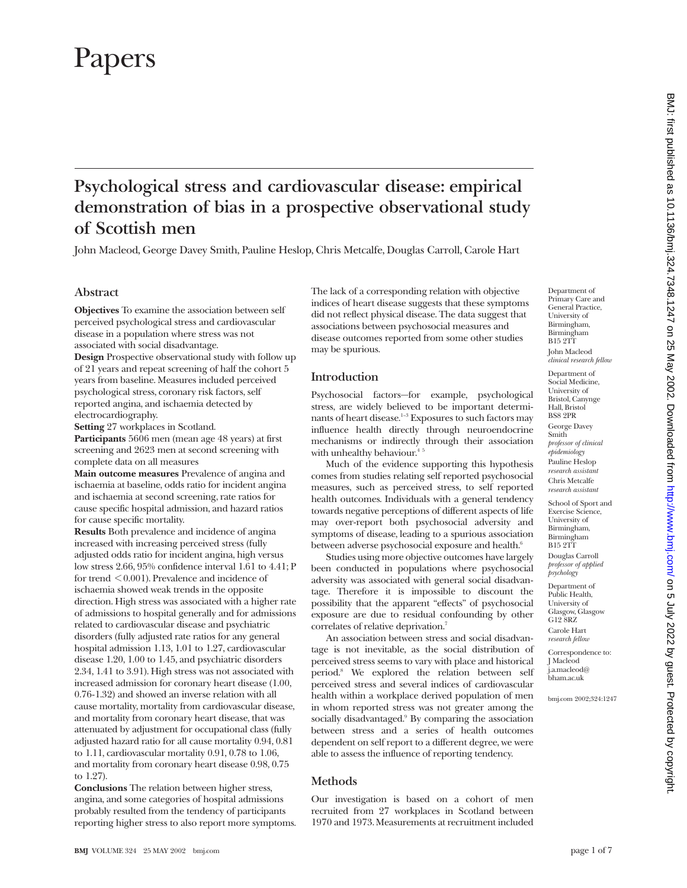# Papers

## Psychological stress and cardiovascular disease: empirical demonstration of bias in a prospective observational study of Scottish men

John Macleod, George Davey Smith, Pauline Heslop, Chris Metcalfe, Douglas Carroll, Carole Hart

### Abstract

**Objectives** To examine the association between self perceived psychological stress and cardiovascular disease in a population where stress was not associated with social disadvantage.

**Design** Prospective observational study with follow up of 21 years and repeat screening of half the cohort 5 years from baseline. Measures included perceived psychological stress, coronary risk factors, self reported angina, and ischaemia detected by electrocardiography.

**Setting** 27 workplaces in Scotland.

**Participants** 5606 men (mean age 48 years) at first screening and 2623 men at second screening with complete data on all measures

**Main outcome measures** Prevalence of angina and ischaemia at baseline, odds ratio for incident angina and ischaemia at second screening, rate ratios for cause specific hospital admission, and hazard ratios for cause specific mortality.

**Results** Both prevalence and incidence of angina increased with increasing perceived stress (fully adjusted odds ratio for incident angina, high versus low stress 2.66, 95% confidence interval 1.61 to 4.41; P for trend $<0.001$). Prevalence and incidence of ischaemia showed weak trends in the opposite direction. High stress was associated with a higher rate of admissions to hospital generally and for admissions related to cardiovascular disease and psychiatric disorders (fully adjusted rate ratios for any general hospital admission 1.13, 1.01 to 1.27, cardiovascular disease 1.20, 1.00 to 1.45, and psychiatric disorders 2.34, 1.41 to 3.91). High stress was not associated with increased admission for coronary heart disease (1.00, 0.76-1.32) and showed an inverse relation with all cause mortality, mortality from cardiovascular disease, and mortality from coronary heart disease, that was attenuated by adjustment for occupational class (fully adjusted hazard ratio for all cause mortality 0.94, 0.81 to 1.11, cardiovascular mortality 0.91, 0.78 to 1.06, and mortality from coronary heart disease 0.98, 0.75 to 1.27).

**Conclusions** The relation between higher stress, angina, and some categories of hospital admissions probably resulted from the tendency of participants reporting higher stress to also report more symptoms. The lack of a corresponding relation with objective indices of heart disease suggests that these symptoms did not reflect physical disease. The data suggest that associations between psychosocial measures and disease outcomes reported from some other studies may be spurious.

### Introduction

Psychosocial factors—for example, psychological stress, are widely believed to be important determinants of heart disease.[1–3] Exposures to such factors may influence health directly through neuroendocrine mechanisms or indirectly through their association with unhealthy behaviour.[4 5]

Much of the evidence supporting this hypothesis comes from studies relating self reported psychosocial measures, such as perceived stress, to self reported health outcomes. Individuals with a general tendency towards negative perceptions of different aspects of life may over-report both psychosocial adversity and symptoms of disease, leading to a spurious association between adverse psychosocial exposure and health.[6]

Studies using more objective outcomes have largely been conducted in populations where psychosocial adversity was associated with general social disadvantage. Therefore it is impossible to discount the possibility that the apparent "effects" of psychosocial exposure are due to residual confounding by other correlates of relative deprivation.[7]

An association between stress and social disadvantage is not inevitable, as the social distribution of perceived stress seems to vary with place and historical period.[8] We explored the relation between self perceived stress and several indices of cardiovascular health within a workplace derived population of men in whom reported stress was not greater among the socially disadvantaged.[9] By comparing the association between stress and a series of health outcomes dependent on self report to a different degree, we were able to assess the influence of reporting tendency.

### Methods

Our investigation is based on a cohort of men recruited from 27 workplaces in Scotland between 1970 and 1973. Measurements at recruitment included

Department of Primary Care and General Practice, University of Birmingham, Birmingham B15 2TT
John Macleod *clinical research fellow*

Department of Social Medicine, University of Bristol, Canynge Hall, Bristol BS8 2PR
George Davey Smith *professor of clinical epidemiology*
Pauline Heslop *research assistant*
Chris Metcalfe *research assistant*

School of Sport and Exercise Science, University of Birmingham, Birmingham B15 2TT
Douglas Carroll *professor of applied psychology*

Department of Public Health, University of Glasgow, Glasgow G12 8RZ
Carole Hart *research fellow*

Correspondence to: J Macleod j.a.macleod@bham.ac.uk

bmj.com 2002;324:1247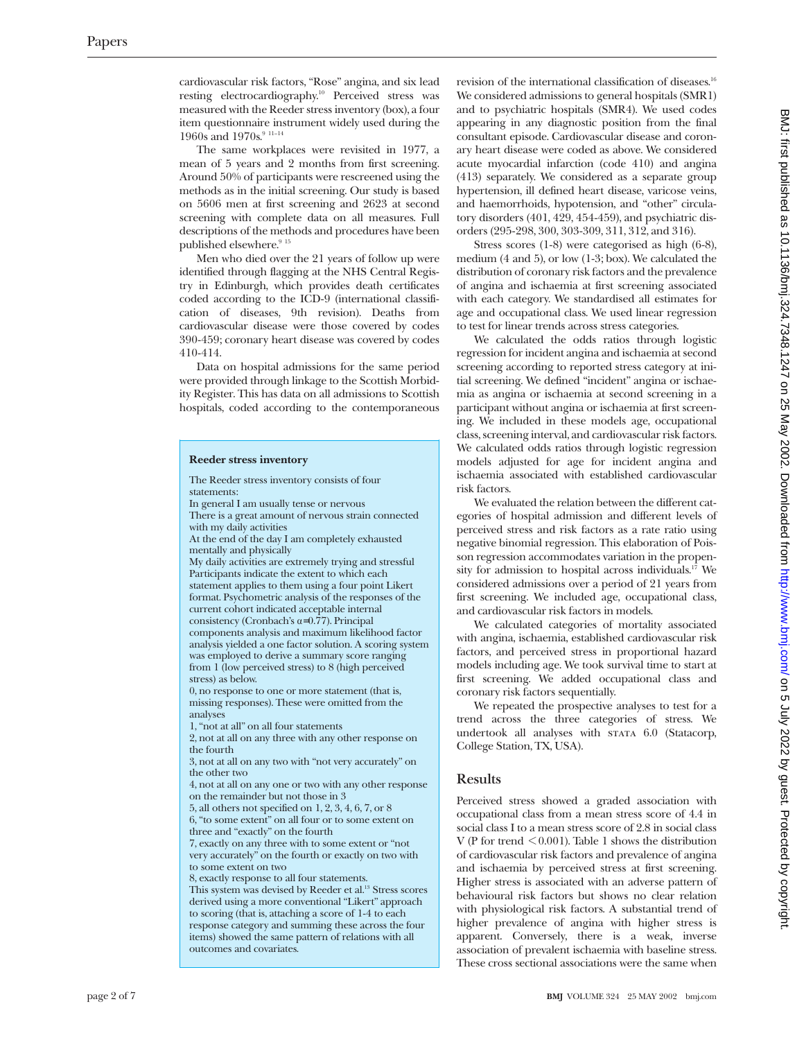cardiovascular risk factors, "Rose" angina, and six lead resting electrocardiography.[10] Perceived stress was measured with the Reeder stress inventory (box), a four item questionnaire instrument widely used during the 1960s and 1970s.[9 11-14]

The same workplaces were revisited in 1977, a mean of 5 years and 2 months from first screening. Around 50% of participants were rescreened using the methods as in the initial screening. Our study is based on 5606 men at first screening and 2623 at second screening with complete data on all measures. Full descriptions of the methods and procedures have been published elsewhere.[9 15]

Men who died over the 21 years of follow up were identified through flagging at the NHS Central Registry in Edinburgh, which provides death certificates coded according to the ICD-9 (international classification of diseases, 9th revision). Deaths from cardiovascular disease were those covered by codes 390-459; coronary heart disease was covered by codes 410-414.

Data on hospital admissions for the same period were provided through linkage to the Scottish Morbidity Register. This has data on all admissions to Scottish hospitals, coded according to the contemporaneous revision of the international classification of diseases.[16] We considered admissions to general hospitals (SMR1) and to psychiatric hospitals (SMR4). We used codes appearing in any diagnostic position from the final consultant episode. Cardiovascular disease and coronary heart disease were coded as above. We considered acute myocardial infarction (code 410) and angina (413) separately. We considered as a separate group hypertension, ill defined heart disease, varicose veins, and haemorrhoids, hypotension, and "other" circulatory disorders (401, 429, 454-459), and psychiatric disorders (295-298, 300, 303-309, 311, 312, and 316).

Stress scores (1-8) were categorised as high (6-8), medium (4 and 5), or low (1-3; box). We calculated the distribution of coronary risk factors and the prevalence of angina and ischaemia at first screening associated with each category. We standardised all estimates for age and occupational class. We used linear regression to test for linear trends across stress categories.

We calculated the odds ratios through logistic regression for incident angina and ischaemia at second screening according to reported stress category at initial screening. We defined "incident" angina or ischaemia as angina or ischaemia at second screening in a participant without angina or ischaemia at first screening. We included in these models age, occupational class, screening interval, and cardiovascular risk factors. We calculated odds ratios through logistic regression models adjusted for age for incident angina and ischaemia associated with established cardiovascular risk factors.

We evaluated the relation between the different categories of hospital admission and different levels of perceived stress and risk factors as a rate ratio using negative binomial regression. This elaboration of Poisson regression accommodates variation in the propensity for admission to hospital across individuals.[17] We considered admissions over a period of 21 years from first screening. We included age, occupational class, and cardiovascular risk factors in models.

We calculated categories of mortality associated with angina, ischaemia, established cardiovascular risk factors, and perceived stress in proportional hazard models including age. We took survival time to start at first screening. We added occupational class and coronary risk factors sequentially.

We repeated the prospective analyses to test for a trend across the three categories of stress. We undertook all analyses with STATA 6.0 (Statacorp, College Station, TX, USA).

**Reeder stress inventory**

The Reeder stress inventory consists of four statements:

In general I am usually tense or nervous

There is a great amount of nervous strain connected with my daily activities

At the end of the day I am completely exhausted mentally and physically

My daily activities are extremely trying and stressful

Participants indicate the extent to which each statement applies to them using a four point Likert format. Psychometric analysis of the responses of the current cohort indicated acceptable internal consistency (Cronbach's $\alpha$=0.77). Principal components analysis and maximum likelihood factor analysis yielded a one factor solution. A scoring system was employed to derive a summary score ranging from 1 (low perceived stress) to 8 (high perceived stress) as below.

0, no response to one or more statement (that is, missing responses). These were omitted from the analyses

1, "not at all" on all four statements

2, not at all on any three with any other response on the fourth

3, not at all on any two with "not very accurately" on the other two

4, not at all on any one or two with any other response on the remainder but not those in 3

5, all others not specified on 1, 2, 3, 4, 6, 7, or 8

6, "to some extent" on all four or to some extent on three and "exactly" on the fourth

7, exactly on any three with to some extent or "not very accurately" on the fourth or exactly on two with to some extent on two

8, exactly response to all four statements.

This system was devised by Reeder et al.[13] Stress scores derived using a more conventional "Likert" approach to scoring (that is, attaching a score of 1-4 to each response category and summing these across the four items) showed the same pattern of relations with all outcomes and covariates.

## Results

Perceived stress showed a graded association with occupational class from a mean stress score of 4.4 in social class I to a mean stress score of 2.8 in social class V (P for trend <0.001). Table 1 shows the distribution of cardiovascular risk factors and prevalence of angina and ischaemia by perceived stress at first screening. Higher stress is associated with an adverse pattern of behavioural risk factors but shows no clear relation with physiological risk factors. A substantial trend of higher prevalence of angina with higher stress is apparent. Conversely, there is a weak, inverse association of prevalent ischaemia with baseline stress. These cross sectional associations were the same when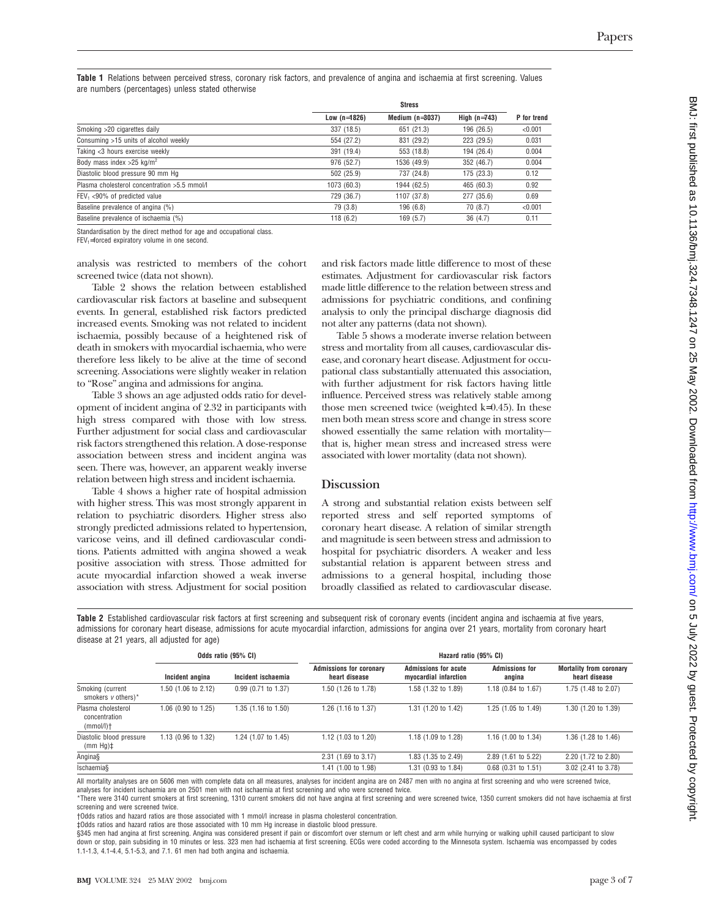**Table 1** Relations between perceived stress, coronary risk factors, and prevalence of angina and ischaemia at first screening. Values are numbers (percentages) unless stated otherwise

| | Stress | | | |
|---|---|---|---|---|
| | Low (n=1826) | Medium (n=3037) | High (n=743) | P for trend |
| Smoking >20 cigarettes daily | 337 (18.5) | 651 (21.3) | 196 (26.5) | <0.001 |
| Consuming >15 units of alcohol weekly | 554 (27.2) | 831 (29.2) | 223 (29.5) | 0.031 |
| Taking <3 hours exercise weekly | 391 (19.4) | 553 (18.8) | 194 (26.4) | 0.004 |
| Body mass index >25 kg/m² | 976 (52.7) | 1536 (49.9) | 352 (46.7) | 0.004 |
| Diastolic blood pressure 90 mm Hg | 502 (25.9) | 737 (24.8) | 175 (23.3) | 0.12 |
| Plasma cholesterol concentration >5.5 mmol/l | 1073 (60.3) | 1944 (62.5) | 465 (60.3) | 0.92 |
| $FEV_1$ <90% of predicted value | 729 (36.7) | 1107 (37.8) | 277 (35.6) | 0.69 |
| Baseline prevalence of angina (%) | 79 (3.8) | 196 (6.8) | 70 (8.7) | <0.001 |
| Baseline prevalence of ischaemia (%) | 118 (6.2) | 169 (5.7) | 36 (4.7) | 0.11 |

Standardisation by the direct method for age and occupational class.

$FEV_1$=forced expiratory volume in one second.

analysis was restricted to members of the cohort screened twice (data not shown).

Table 2 shows the relation between established cardiovascular risk factors at baseline and subsequent events. In general, established risk factors predicted increased events. Smoking was not related to incident ischaemia, possibly because of a heightened risk of death in smokers with myocardial ischaemia, who were therefore less likely to be alive at the time of second screening. Associations were slightly weaker in relation to "Rose" angina and admissions for angina.

Table 3 shows an age adjusted odds ratio for development of incident angina of 2.32 in participants with high stress compared with those with low stress. Further adjustment for social class and cardiovascular risk factors strengthened this relation. A dose-response association between stress and incident angina was seen. There was, however, an apparent weakly inverse relation between high stress and incident ischaemia.

Table 4 shows a higher rate of hospital admission with higher stress. This was most strongly apparent in relation to psychiatric disorders. Higher stress also strongly predicted admissions related to hypertension, varicose veins, and ill defined cardiovascular conditions. Patients admitted with angina showed a weak positive association with stress. Those admitted for acute myocardial infarction showed a weak inverse association with stress. Adjustment for social position and risk factors made little difference to most of these estimates. Adjustment for cardiovascular risk factors made little difference to the relation between stress and admissions for psychiatric conditions, and confining analysis to only the principal discharge diagnosis did not alter any patterns (data not shown).

Table 5 shows a moderate inverse relation between stress and mortality from all causes, cardiovascular disease, and coronary heart disease. Adjustment for occupational class substantially attenuated this association, with further adjustment for risk factors having little influence. Perceived stress was relatively stable among those men screened twice (weighted k=0.45). In these men both mean stress score and change in stress score showed essentially the same relation with mortality—that is, higher mean stress and increased stress were associated with lower mortality (data not shown).

## Discussion

A strong and substantial relation exists between self reported stress and self reported symptoms of coronary heart disease. A relation of similar strength and magnitude is seen between stress and admission to hospital for psychiatric disorders. A weaker and less substantial relation is apparent between stress and admissions to a general hospital, including those broadly classified as related to cardiovascular disease.

**Table 2** Established cardiovascular risk factors at first screening and subsequent risk of coronary events (incident angina and ischaemia at five years, admissions for coronary heart disease, admissions for acute myocardial infarction, admissions for angina over 21 years, mortality from coronary heart disease at 21 years, all adjusted for age)

| | Odds ratio (95% CI) | | Hazard ratio (95% CI) | | | |
|---|---|---|---|---|---|---|
| | Incident angina | Incident ischaemia | Admissions for coronary heart disease | Admissions for acute myocardial infarction | Admissions for angina | Mortality from coronary heart disease |
| Smoking (current smokers *v* others)* | 1.50 (1.06 to 2.12) | 0.99 (0.71 to 1.37) | 1.50 (1.26 to 1.78) | 1.58 (1.32 to 1.89) | 1.18 (0.84 to 1.67) | 1.75 (1.48 to 2.07) |
| Plasma cholesterol concentration (mmol/l)† | 1.06 (0.90 to 1.25) | 1.35 (1.16 to 1.50) | 1.26 (1.16 to 1.37) | 1.31 (1.20 to 1.42) | 1.25 (1.05 to 1.49) | 1.30 (1.20 to 1.39) |
| Diastolic blood pressure (mm Hg)‡ | 1.13 (0.96 to 1.32) | 1.24 (1.07 to 1.45) | 1.12 (1.03 to 1.20) | 1.18 (1.09 to 1.28) | 1.16 (1.00 to 1.34) | 1.36 (1.28 to 1.46) |
| Angina§ | | | 2.31 (1.69 to 3.17) | 1.83 (1.35 to 2.49) | 2.89 (1.61 to 5.22) | 2.20 (1.72 to 2.80) |
| Ischaemia§ | | | 1.41 (1.00 to 1.98) | 1.31 (0.93 to 1.84) | 0.68 (0.31 to 1.51) | 3.02 (2.41 to 3.78) |

All mortality analyses are on 5606 men with complete data on all measures, analyses for incident angina are on 2487 men with no angina at first screening and who were screened twice, analyses for incident ischaemia are on 2501 men with not ischaemia at first screening and who were screened twice.

*There were 3140 current smokers at first screening, 1310 current smokers did not have angina at first screening and were screened twice, 1350 current smokers did not have ischaemia at first screening and were screened twice.

†Odds ratios and hazard ratios are those associated with 1 mmol/l increase in plasma cholesterol concentration.

‡Odds ratios and hazard ratios are those associated with 10 mm Hg increase in diastolic blood pressure.

§345 men had angina at first screening. Angina was considered present if pain or discomfort over sternum or left chest and arm while hurrying or walking uphill caused participant to slow down or stop, pain subsiding in 10 minutes or less. 323 men had ischaemia at first screening. ECGs were coded according to the Minnesota system. Ischaemia was encompassed by codes 1.1-1.3, 4.1-4.4, 5.1-5.3, and 7.1. 61 men had both angina and ischaemia.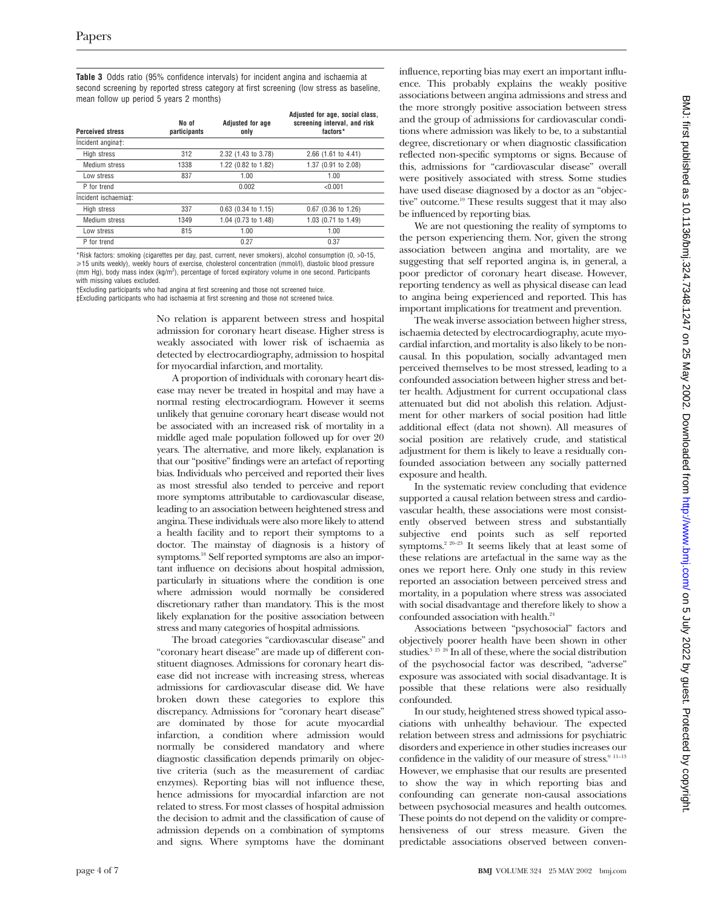**Table 3** Odds ratio (95% confidence intervals) for incident angina and ischaemia at second screening by reported stress category at first screening (low stress as baseline, mean follow up period 5 years 2 months)

| Perceived stress | No of participants | Adjusted for age only | Adjusted for age, social class, screening interval, and risk factors* |
|---|---|---|---|
| Incident angina†: | | | |
| High stress | 312 | 2.32 (1.43 to 3.78) | 2.66 (1.61 to 4.41) |
| Medium stress | 1338 | 1.22 (0.82 to 1.82) | 1.37 (0.91 to 2.08) |
| Low stress | 837 | 1.00 | 1.00 |
| P for trend | | 0.002 | <0.001 |
| Incident ischaemia‡: | | | |
| High stress | 337 | 0.63 (0.34 to 1.15) | 0.67 (0.36 to 1.26) |
| Medium stress | 1349 | 1.04 (0.73 to 1.48) | 1.03 (0.71 to 1.49) |
| Low stress | 815 | 1.00 | 1.00 |
| P for trend | | 0.27 | 0.37 |

*Risk factors: smoking (cigarettes per day, past, current, never smokers), alcohol consumption (0, >0-15, ≥15 units weekly), weekly hours of exercise, cholesterol concentration (mmol/l), diastolic blood pressure (mm Hg), body mass index (kg/m$^2$), percentage of forced expiratory volume in one second. Participants with missing values excluded.

†Excluding participants who had angina at first screening and those not screened twice.

‡Excluding participants who had ischaemia at first screening and those not screened twice.

No relation is apparent between stress and hospital admission for coronary heart disease. Higher stress is weakly associated with lower risk of ischaemia as detected by electrocardiography, admission to hospital for myocardial infarction, and mortality.

A proportion of individuals with coronary heart disease may never be treated in hospital and may have a normal resting electrocardiogram. However it seems unlikely that genuine coronary heart disease would not be associated with an increased risk of mortality in a middle aged male population followed up for over 20 years. The alternative, and more likely, explanation is that our "positive" findings were an artefact of reporting bias. Individuals who perceived and reported their lives as most stressful also tended to perceive and report more symptoms attributable to cardiovascular disease, leading to an association between heightened stress and angina. These individuals were also more likely to attend a health facility and to report their symptoms to a doctor. The mainstay of diagnosis is a history of symptoms.[18] Self reported symptoms are also an important influence on decisions about hospital admission, particularly in situations where the condition is one where admission would normally be considered discretionary rather than mandatory. This is the most likely explanation for the positive association between stress and many categories of hospital admissions.

The broad categories "cardiovascular disease" and "coronary heart disease" are made up of different constituent diagnoses. Admissions for coronary heart disease did not increase with increasing stress, whereas admissions for cardiovascular disease did. We have broken down these categories to explore this discrepancy. Admissions for "coronary heart disease" are dominated by those for acute myocardial infarction, a condition where admission would normally be considered mandatory and where diagnostic classification depends primarily on objective criteria (such as the measurement of cardiac enzymes). Reporting bias will not influence these, hence admissions for myocardial infarction are not related to stress. For most classes of hospital admission the decision to admit and the classification of cause of admission depends on a combination of symptoms and signs. Where symptoms have the dominant influence, reporting bias may exert an important influence. This probably explains the weakly positive associations between angina admissions and stress and the more strongly positive association between stress and the group of admissions for cardiovascular conditions where admission was likely to be, to a substantial degree, discretionary or when diagnostic classification reflected non-specific symptoms or signs. Because of this, admissions for "cardiovascular disease" overall were positively associated with stress. Some studies have used disease diagnosed by a doctor as an "objective" outcome.[19] These results suggest that it may also be influenced by reporting bias.

We are not questioning the reality of symptoms to the person experiencing them. Nor, given the strong association between angina and mortality, are we suggesting that self reported angina is, in general, a poor predictor of coronary heart disease. However, reporting tendency as well as physical disease can lead to angina being experienced and reported. This has important implications for treatment and prevention.

The weak inverse association between higher stress, ischaemia detected by electrocardiography, acute myocardial infarction, and mortality is also likely to be non-causal. In this population, socially advantaged men perceived themselves to be most stressed, leading to a confounded association between higher stress and better health. Adjustment for current occupational class attenuated but did not abolish this relation. Adjustment for other markers of social position had little additional effect (data not shown). All measures of social position are relatively crude, and statistical adjustment for them is likely to leave a residually confounded association between any socially patterned exposure and health.

In the systematic review concluding that evidence supported a causal relation between stress and cardiovascular health, these associations were most consistently observed between stress and substantially subjective end points such as self reported symptoms.[2 20–23] It seems likely that at least some of these relations are artefactual in the same way as the ones we report here. Only one study in this review reported an association between perceived stress and mortality, in a population where stress was associated with social disadvantage and therefore likely to show a confounded association with health.[24]

Associations between "psychosocial" factors and objectively poorer health have been shown in other studies.[3 25 26] In all of these, where the social distribution of the psychosocial factor was described, "adverse" exposure was associated with social disadvantage. It is possible that these relations were also residually confounded.

In our study, heightened stress showed typical associations with unhealthy behaviour. The expected relation between stress and admissions for psychiatric disorders and experience in other studies increases our confidence in the validity of our measure of stress.[9 11–13] However, we emphasise that our results are presented to show the way in which reporting bias and confounding can generate non-causal associations between psychosocial measures and health outcomes. These points do not depend on the validity or comprehensiveness of our stress measure. Given the predictable associations observed between conven-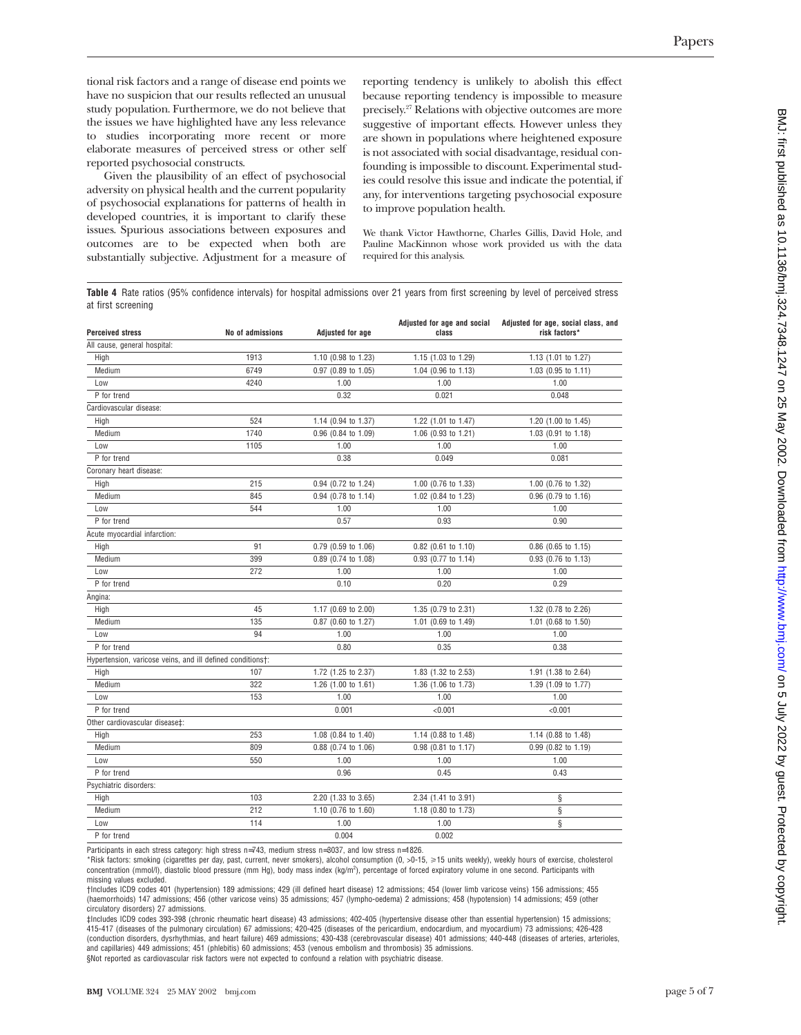tional risk factors and a range of disease end points we have no suspicion that our results reflected an unusual study population. Furthermore, we do not believe that the issues we have highlighted have any less relevance to studies incorporating more recent or more elaborate measures of perceived stress or other self reported psychosocial constructs.

Given the plausibility of an effect of psychosocial adversity on physical health and the current popularity of psychosocial explanations for patterns of health in developed countries, it is important to clarify these issues. Spurious associations between exposures and outcomes are to be expected when both are substantially subjective. Adjustment for a measure of reporting tendency is unlikely to abolish this effect because reporting tendency is impossible to measure precisely.[27] Relations with objective outcomes are more suggestive of important effects. However unless they are shown in populations where heightened exposure is not associated with social disadvantage, residual confounding is impossible to discount. Experimental studies could resolve this issue and indicate the potential, if any, for interventions targeting psychosocial exposure to improve population health.

We thank Victor Hawthorne, Charles Gillis, David Hole, and Pauline MacKinnon whose work provided us with the data required for this analysis.

**Table 4** Rate ratios (95% confidence intervals) for hospital admissions over 21 years from first screening by level of perceived stress at first screening

| Perceived stress | No of admissions | Adjusted for age | Adjusted for age and social class | Adjusted for age, social class, and risk factors* |
|---|---|---|---|---|
| All cause, general hospital: | | | | |
| High | 1913 | 1.10 (0.98 to 1.23) | 1.15 (1.03 to 1.29) | 1.13 (1.01 to 1.27) |
| Medium | 6749 | 0.97 (0.89 to 1.05) | 1.04 (0.96 to 1.13) | 1.03 (0.95 to 1.11) |
| Low | 4240 | 1.00 | 1.00 | 1.00 |
| P for trend | | 0.32 | 0.021 | 0.048 |
| Cardiovascular disease: | | | | |
| High | 524 | 1.14 (0.94 to 1.37) | 1.22 (1.01 to 1.47) | 1.20 (1.00 to 1.45) |
| Medium | 1740 | 0.96 (0.84 to 1.09) | 1.06 (0.93 to 1.21) | 1.03 (0.91 to 1.18) |
| Low | 1105 | 1.00 | 1.00 | 1.00 |
| P for trend | | 0.38 | 0.049 | 0.081 |
| Coronary heart disease: | | | | |
| High | 215 | 0.94 (0.72 to 1.24) | 1.00 (0.76 to 1.33) | 1.00 (0.76 to 1.32) |
| Medium | 845 | 0.94 (0.78 to 1.14) | 1.02 (0.84 to 1.23) | 0.96 (0.79 to 1.16) |
| Low | 544 | 1.00 | 1.00 | 1.00 |
| P for trend | | 0.57 | 0.93 | 0.90 |
| Acute myocardial infarction: | | | | |
| High | 91 | 0.79 (0.59 to 1.06) | 0.82 (0.61 to 1.10) | 0.86 (0.65 to 1.15) |
| Medium | 399 | 0.89 (0.74 to 1.08) | 0.93 (0.77 to 1.14) | 0.93 (0.76 to 1.13) |
| Low | 272 | 1.00 | 1.00 | 1.00 |
| P for trend | | 0.10 | 0.20 | 0.29 |
| Angina: | | | | |
| High | 45 | 1.17 (0.69 to 2.00) | 1.35 (0.79 to 2.31) | 1.32 (0.78 to 2.26) |
| Medium | 135 | 0.87 (0.60 to 1.27) | 1.01 (0.69 to 1.49) | 1.01 (0.68 to 1.50) |
| Low | 94 | 1.00 | 1.00 | 1.00 |
| P for trend | | 0.80 | 0.35 | 0.38 |
| Hypertension, varicose veins, and ill defined conditions†: | | | | |
| High | 107 | 1.72 (1.25 to 2.37) | 1.83 (1.32 to 2.53) | 1.91 (1.38 to 2.64) |
| Medium | 322 | 1.26 (1.00 to 1.61) | 1.36 (1.06 to 1.73) | 1.39 (1.09 to 1.77) |
| Low | 153 | 1.00 | 1.00 | 1.00 |
| P for trend | | 0.001 | <0.001 | <0.001 |
| Other cardiovascular disease‡: | | | | |
| High | 253 | 1.08 (0.84 to 1.40) | 1.14 (0.88 to 1.48) | 1.14 (0.88 to 1.48) |
| Medium | 809 | 0.88 (0.74 to 1.06) | 0.98 (0.81 to 1.17) | 0.99 (0.82 to 1.19) |
| Low | 550 | 1.00 | 1.00 | 1.00 |
| P for trend | | 0.96 | 0.45 | 0.43 |
| Psychiatric disorders: | | | | |
| High | 103 | 2.20 (1.33 to 3.65) | 2.34 (1.41 to 3.91) | § |
| Medium | 212 | 1.10 (0.76 to 1.60) | 1.18 (0.80 to 1.73) | § |
| Low | 114 | 1.00 | 1.00 | § |
| P for trend | | 0.004 | 0.002 | |

Participants in each stress category: high stress n=743, medium stress n=3037, and low stress n=1826.

*Risk factors: smoking (cigarettes per day, past, current, never smokers), alcohol consumption (0, >0-15, ≥15 units weekly), weekly hours of exercise, cholesterol concentration (mmol/l), diastolic blood pressure (mm Hg), body mass index (kg/m$^2$), percentage of forced expiratory volume in one second. Participants with missing values excluded.

†Includes ICD9 codes 401 (hypertension) 189 admissions; 429 (ill defined heart disease) 12 admissions; 454 (lower limb varicose veins) 156 admissions; 455 (haemorrhoids) 147 admissions; 456 (other varicose veins) 35 admissions; 457 (lympho-oedema) 2 admissions; 458 (hypotension) 14 admissions; 459 (other circulatory disorders) 27 admissions.

‡Includes ICD9 codes 393-398 (chronic rheumatic heart disease) 43 admissions; 402-405 (hypertensive disease other than essential hypertension) 15 admissions; 415-417 (diseases of the pulmonary circulation) 67 admissions; 420-425 (diseases of the pericardium, endocardium, and myocardium) 73 admissions; 426-428 (conduction disorders, dysrhythmias, and heart failure) 469 admissions; 430-438 (cerebrovascular disease) 401 admissions; 440-448 (diseases of arteries, arterioles, and capillaries) 449 admissions; 451 (phlebitis) 60 admissions; 453 (venous embolism and thrombosis) 35 admissions.

§Not reported as cardiovascular risk factors were not expected to confound a relation with psychiatric disease.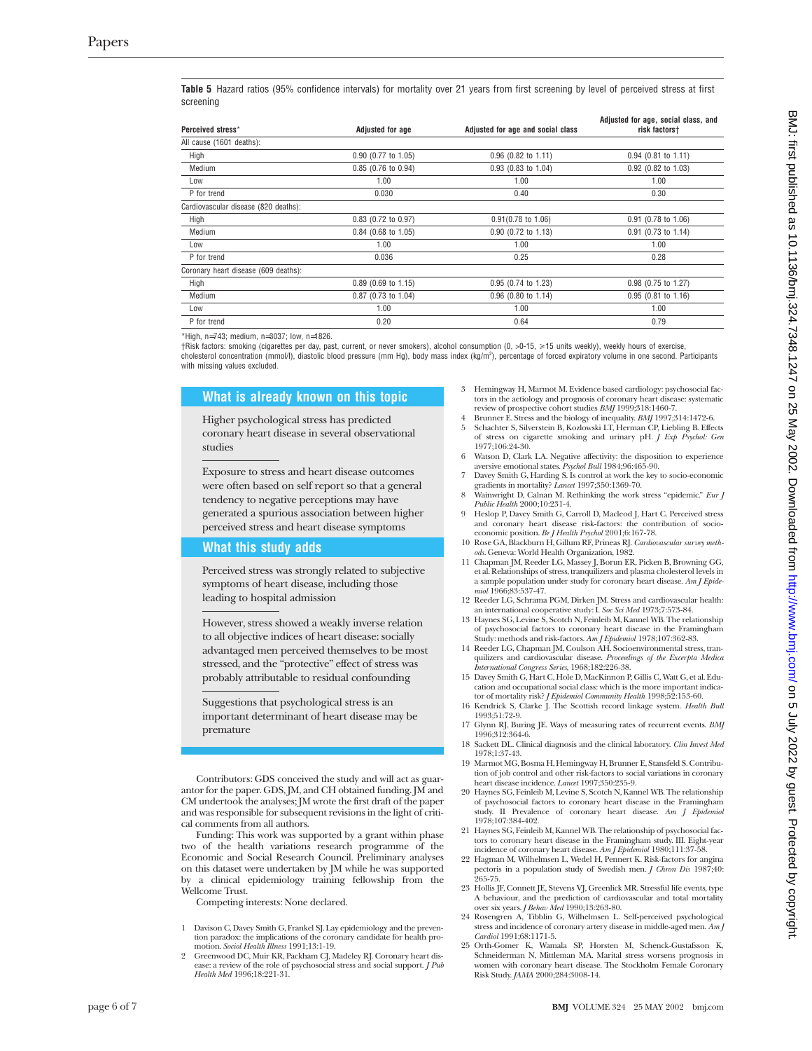**Table 5** Hazard ratios (95% confidence intervals) for mortality over 21 years from first screening by level of perceived stress at first screening

| Perceived stress* | Adjusted for age | Adjusted for age and social class | Adjusted for age, social class, and risk factors† |
|---|---|---|---|
| All cause (1601 deaths): | | | |
| High | 0.90 (0.77 to 1.05) | 0.96 (0.82 to 1.11) | 0.94 (0.81 to 1.11) |
| Medium | 0.85 (0.76 to 0.94) | 0.93 (0.83 to 1.04) | 0.92 (0.82 to 1.03) |
| Low | 1.00 | 1.00 | 1.00 |
| P for trend | 0.030 | 0.40 | 0.30 |
| Cardiovascular disease (820 deaths): | | | |
| High | 0.83 (0.72 to 0.97) | 0.91(0.78 to 1.06) | 0.91 (0.78 to 1.06) |
| Medium | 0.84 (0.68 to 1.05) | 0.90 (0.72 to 1.13) | 0.91 (0.73 to 1.14) |
| Low | 1.00 | 1.00 | 1.00 |
| P for trend | 0.036 | 0.25 | 0.28 |
| Coronary heart disease (609 deaths): | | | |
| High | 0.89 (0.69 to 1.15) | 0.95 (0.74 to 1.23) | 0.98 (0.75 to 1.27) |
| Medium | 0.87 (0.73 to 1.04) | 0.96 (0.80 to 1.14) | 0.95 (0.81 to 1.16) |
| Low | 1.00 | 1.00 | 1.00 |
| P for trend | 0.20 | 0.64 | 0.79 |

*High, n=743; medium, n=3037; low, n=1826.

†Risk factors: smoking (cigarettes per day, past, current, or never smokers), alcohol consumption (0, >0-15, ≥15 units weekly), weekly hours of exercise, cholesterol concentration (mmol/l), diastolic blood pressure (mm Hg), body mass index (kg/m²), percentage of forced expiratory volume in one second. Participants with missing values excluded.

## What is already known on this topic

Higher psychological stress has predicted coronary heart disease in several observational studies

Exposure to stress and heart disease outcomes were often based on self report so that a general tendency to negative perceptions may have generated a spurious association between higher perceived stress and heart disease symptoms

## What this study adds

Perceived stress was strongly related to subjective symptoms of heart disease, including those leading to hospital admission

However, stress showed a weakly inverse relation to all objective indices of heart disease: socially advantaged men perceived themselves to be most stressed, and the "protective" effect of stress was probably attributable to residual confounding

Suggestions that psychological stress is an important determinant of heart disease may be premature

Contributors: GDS conceived the study and will act as guarantor for the paper. GDS, JM, and CH obtained funding. JM and CM undertook the analyses; JM wrote the first draft of the paper and was responsible for subsequent revisions in the light of critical comments from all authors.

Funding: This work was supported by a grant within phase two of the health variations research programme of the Economic and Social Research Council. Preliminary analyses on this dataset were undertaken by JM while he was supported by a clinical epidemiology training fellowship from the Wellcome Trust.

Competing interests: None declared.

1. Davison C, Davey Smith G, Frankel SJ. Lay epidemiology and the prevention paradox: the implications of the coronary candidate for health promotion. *Sociol Health Illness* 1991;13:1-19.
2. Greenwood DC, Muir KR, Packham CJ, Madeley RJ. Coronary heart disease: a review of the role of psychosocial stress and social support. *J Pub Health Med* 1996;18:221-31.
3. Hemingway H, Marmot M. Evidence based cardiology: psychosocial factors in the aetiology and prognosis of coronary heart disease: systematic review of prospective cohort studies *BMJ* 1999;318:1460-7.
4. Brunner E. Stress and the biology of inequality. *BMJ* 1997;314:1472-6.
5. Schachter S, Silverstein B, Kozlowski LT, Herman CP, Liebling B. Effects of stress on cigarette smoking and urinary pH. *J Exp Psychol: Gen* 1977;106:24-30.
6. Watson D, Clark LA. Negative affectivity: the disposition to experience aversive emotional states. *Psychol Bull* 1984;96:465-90.
7. Davey Smith G, Harding S. Is control at work the key to socio-economic gradients in mortality? *Lancet* 1997;350:1369-70.
8. Wainwright D, Calnan M. Rethinking the work stress "epidemic." *Eur J Public Health* 2000;10:231-4.
9. Heslop P, Davey Smith G, Carroll D, Macleod J, Hart C. Perceived stress and coronary heart disease risk-factors: the contribution of socio-economic position. *Br J Health Psychol* 2001;6:167-78.
10. Rose GA, Blackburn H, Gillum RF, Prineas RJ. *Cardiovascular survey methods*. Geneva: World Health Organization, 1982.
11. Chapman JM, Reeder LG, Massey J, Borun ER, Picken B, Browning GG, et al. Relationships of stress, tranquilizers and plasma cholesterol levels in a sample population under study for coronary heart disease. *Am J Epidemiol* 1966;83:537-47.
12. Reeder LG, Schrama PGM, Dirken JM. Stress and cardiovascular health: an international cooperative study: I. *Soc Sci Med* 1973;7:573-84.
13. Haynes SG, Levine S, Scotch N, Feinleib M, Kannel WB. The relationship of psychosocial factors to coronary heart disease in the Framingham Study: methods and risk-factors. *Am J Epidemiol* 1978;107:362-83.
14. Reeder LG, Chapman JM, Coulson AH. Socioenvironmental stress, tranquilizers and cardiovascular disease. *Proceedings of the Excerpta Medica International Congress Series*, 1968;182:226-38.
15. Davey Smith G, Hart C, Hole D, MacKinnon P, Gillis C, Watt G, et al. Education and occupational social class: which is the more important indicator of mortality risk? *J Epidemiol Community Health* 1998;52:153-60.
16. Kendrick S, Clarke J. The Scottish record linkage system. *Health Bull* 1993;51:72-9.
17. Glynn RJ, Buring JE. Ways of measuring rates of recurrent events. *BMJ* 1996;312:364-6.
18. Sackett DL. Clinical diagnosis and the clinical laboratory. *Clin Invest Med* 1978;1:37-43.
19. Marmot MG, Bosma H, Hemingway H, Brunner E, Stansfeld S. Contribution of job control and other risk-factors to social variations in coronary heart disease incidence. *Lancet* 1997;350:235-9.
20. Haynes SG, Feinleib M, Levine S, Scotch N, Kannel WB. The relationship of psychosocial factors to coronary heart disease in the Framingham study. II Prevalence of coronary heart disease. *Am J Epidemiol* 1978;107:384-402.
21. Haynes SG, Feinleib M, Kannel WB. The relationship of psychosocial factors to coronary heart disease in the Framingham study. III. Eight-year incidence of coronary heart disease. *Am J Epidemiol* 1980;111:37-58.
22. Hagman M, Wilhelmsen L, Wedel H, Pennert K. Risk-factors for angina pectoris in a population study of Swedish men. *J Chron Dis* 1987;40:265-75.
23. Hollis JF, Connett JE, Stevens VJ, Greenlick MR. Stressful life events, type A behaviour, and the prediction of cardiovascular and total mortality over six years. *J Behav Med* 1990;13:263-80.
24. Rosengren A, Tibblin G, Wilhelmsen L. Self-perceived psychological stress and incidence of coronary artery disease in middle-aged men. *Am J Cardiol* 1991;68:1171-5.
25. Orth-Gomer K, Wamala SP, Horsten M, Schenck-Gustafsson K, Schneiderman N, Mittleman MA. Marital stress worsens prognosis in women with coronary heart disease. The Stockholm Female Coronary Risk Study. *JAMA* 2000;284:3008-14.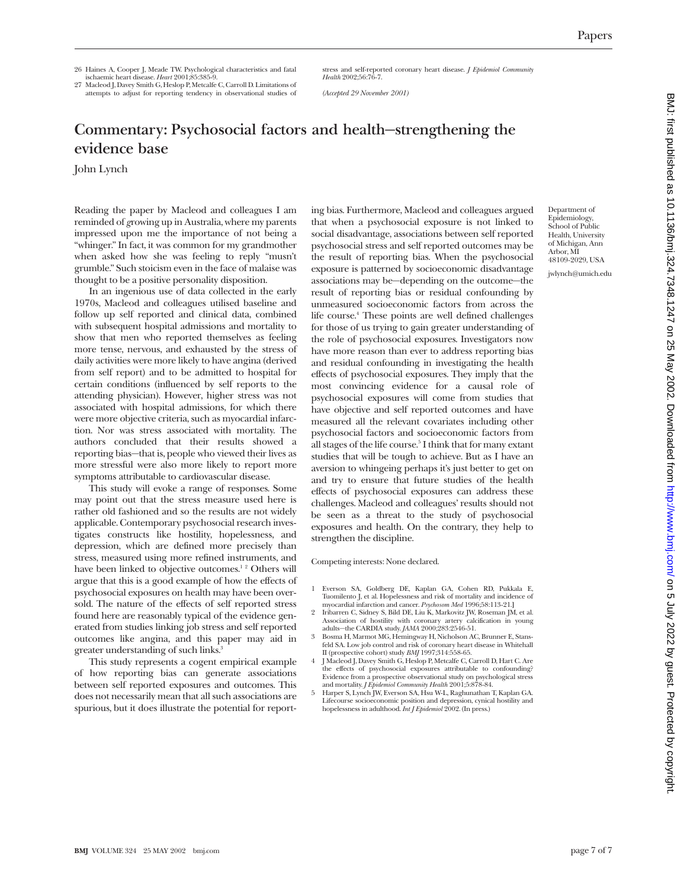26 Haines A, Cooper J, Meade TW. Psychological characteristics and fatal ischaemic heart disease. *Heart* 2001;85:385-9.

27 Macleod J, Davey Smith G, Heslop P, Metcalfe C, Carroll D. Limitations of attempts to adjust for reporting tendency in observational studies of stress and self-reported coronary heart disease. *J Epidemiol Community Health* 2002;56:76-7.

*(Accepted 29 November 2001)*

# Commentary: Psychosocial factors and health—strengthening the evidence base

John Lynch

Department of Epidemiology, School of Public Health, University of Michigan, Ann Arbor, MI 48109-2029, USA

jwlynch@umich.edu

Reading the paper by Macleod and colleagues I am reminded of growing up in Australia, where my parents impressed upon me the importance of not being a "whinger." In fact, it was common for my grandmother when asked how she was feeling to reply "mustn't grumble." Such stoicism even in the face of malaise was thought to be a positive personality disposition.

In an ingenious use of data collected in the early 1970s, Macleod and colleagues utilised baseline and follow up self reported and clinical data, combined with subsequent hospital admissions and mortality to show that men who reported themselves as feeling more tense, nervous, and exhausted by the stress of daily activities were more likely to have angina (derived from self report) and to be admitted to hospital for certain conditions (influenced by self reports to the attending physician). However, higher stress was not associated with hospital admissions, for which there were more objective criteria, such as myocardial infarction. Nor was stress associated with mortality. The authors concluded that their results showed a reporting bias—that is, people who viewed their lives as more stressful were also more likely to report more symptoms attributable to cardiovascular disease.

This study will evoke a range of responses. Some may point out that the stress measure used here is rather old fashioned and so the results are not widely applicable. Contemporary psychosocial research investigates constructs like hostility, hopelessness, and depression, which are defined more precisely than stress, measured using more refined instruments, and have been linked to objective outcomes.[1,2] Others will argue that this is a good example of how the effects of psychosocial exposures on health may have been oversold. The nature of the effects of self reported stress found here are reasonably typical of the evidence generated from studies linking job stress and self reported outcomes like angina, and this paper may aid in greater understanding of such links.[3]

This study represents a cogent empirical example of how reporting bias can generate associations between self reported exposures and outcomes. This does not necessarily mean that all such associations are spurious, but it does illustrate the potential for reporting bias. Furthermore, Macleod and colleagues argued that when a psychosocial exposure is not linked to social disadvantage, associations between self reported psychosocial stress and self reported outcomes may be the result of reporting bias. When the psychosocial exposure is patterned by socioeconomic disadvantage associations may be—depending on the outcome—the result of reporting bias or residual confounding by unmeasured socioeconomic factors from across the life course.[4] These points are well defined challenges for those of us trying to gain greater understanding of the role of psychosocial exposures. Investigators now have more reason than ever to address reporting bias and residual confounding in investigating the health effects of psychosocial exposures. They imply that the most convincing evidence for a causal role of psychosocial exposures will come from studies that have objective and self reported outcomes and have measured all the relevant covariates including other psychosocial factors and socioeconomic factors from all stages of the life course.[5] I think that for many extant studies that will be tough to achieve. But as I have an aversion to whingeing perhaps it's just better to get on and try to ensure that future studies of the health effects of psychosocial exposures can address these challenges. Macleod and colleagues' results should not be seen as a threat to the study of psychosocial exposures and health. On the contrary, they help to strengthen the discipline.

Competing interests: None declared.

1 Everson SA, Goldberg DE, Kaplan GA, Cohen RD, Pukkala E, Tuomilento J, et al. Hopelessness and risk of mortality and incidence of myocardial infarction and cancer. *Psychosom Med* 1996;58:113-21.]

2 Iribarren C, Sidney S, Bild DE, Liu K, Markovitz JW, Roseman JM, et al. Association of hostility with coronary artery calcification in young adults—the CARDIA study. *JAMA* 2000;283:2546-51.

3 Bosma H, Marmot MG, Hemingway H, Nicholson AC, Brunner E, Stansfeld SA. Low job control and risk of coronary heart disease in Whitehall II (prospective cohort) study *BMJ* 1997;314:558-65.

4 J Macleod J, Davey Smith G, Heslop P, Metcalfe C, Carroll D, Hart C. Are the effects of psychosocial exposures attributable to confounding? Evidence from a prospective observational study on psychological stress and mortality. *J Epidemiol Community Health* 2001;5:878-84.

5 Harper S, Lynch JW, Everson SA, Hsu W-L, Raghunathan T, Kaplan GA. Lifecourse socioeconomic position and depression, cynical hostility and hopelessness in adulthood. *Int J Epidemiol* 2002. (In press.)